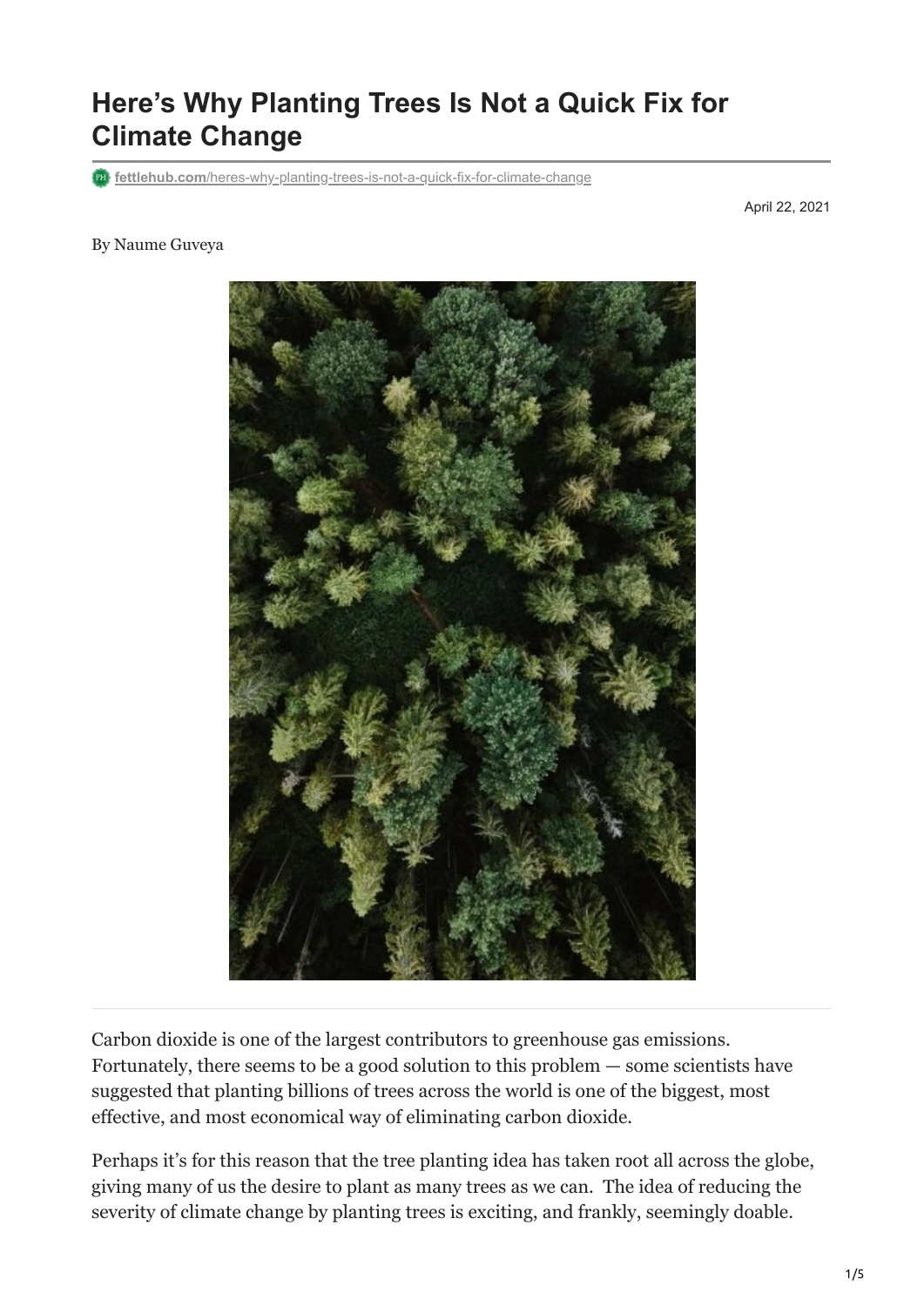# Here's Why Planting Trees Is Not a Quick Fix for Climate Change

fettlehub.com/heres-why-planting-trees-is-not-a-quick-fix-for-climate-change

April 22, 2021

By Naume Guveya

Carbon dioxide is one of the largest contributors to greenhouse gas emissions. Fortunately, there seems to be a good solution to this problem — some scientists have suggested that planting billions of trees across the world is one of the biggest, most effective, and most economical way of eliminating carbon dioxide.

Perhaps it's for this reason that the tree planting idea has taken root all across the globe, giving many of us the desire to plant as many trees as we can. The idea of reducing the severity of climate change by planting trees is exciting, and frankly, seemingly doable.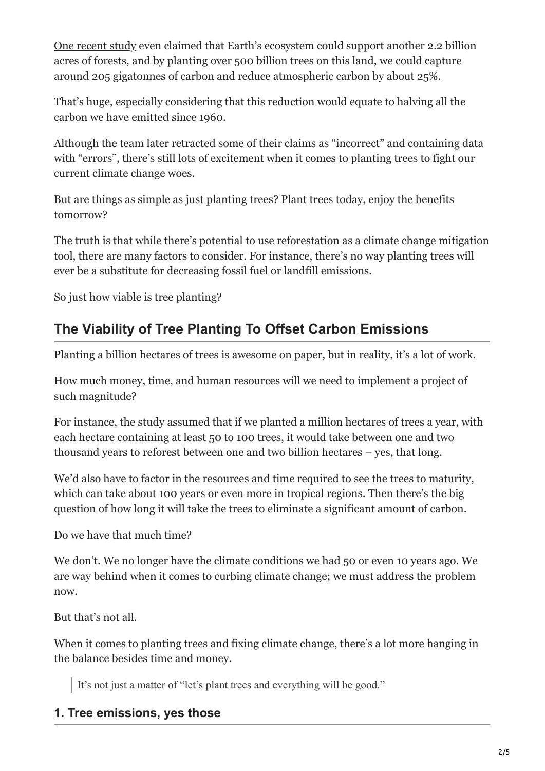[One recent study](#) even claimed that Earth's ecosystem could support another 2.2 billion acres of forests, and by planting over 500 billion trees on this land, we could capture around 205 gigatonnes of carbon and reduce atmospheric carbon by about 25%.

That's huge, especially considering that this reduction would equate to halving all the carbon we have emitted since 1960.

Although the team later retracted some of their claims as "incorrect" and containing data with "errors", there's still lots of excitement when it comes to planting trees to fight our current climate change woes.

But are things as simple as just planting trees? Plant trees today, enjoy the benefits tomorrow?

The truth is that while there's potential to use reforestation as a climate change mitigation tool, there are many factors to consider. For instance, there's no way planting trees will ever be a substitute for decreasing fossil fuel or landfill emissions.

So just how viable is tree planting?

## The Viability of Tree Planting To Offset Carbon Emissions

Planting a billion hectares of trees is awesome on paper, but in reality, it's a lot of work.

How much money, time, and human resources will we need to implement a project of such magnitude?

For instance, the study assumed that if we planted a million hectares of trees a year, with each hectare containing at least 50 to 100 trees, it would take between one and two thousand years to reforest between one and two billion hectares – yes, that long.

We'd also have to factor in the resources and time required to see the trees to maturity, which can take about 100 years or even more in tropical regions. Then there's the big question of how long it will take the trees to eliminate a significant amount of carbon.

Do we have that much time?

We don't. We no longer have the climate conditions we had 50 or even 10 years ago. We are way behind when it comes to curbing climate change; we must address the problem now.

But that's not all.

When it comes to planting trees and fixing climate change, there's a lot more hanging in the balance besides time and money.

> It's not just a matter of "let's plant trees and everything will be good."

### 1. Tree emissions, yes those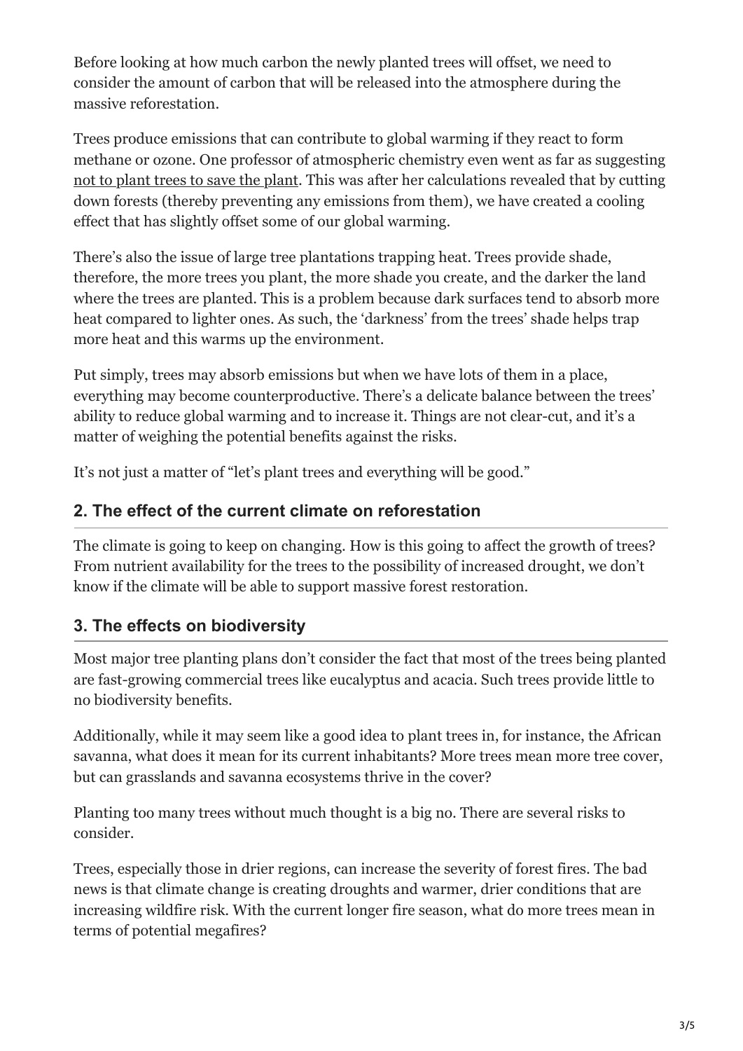Before looking at how much carbon the newly planted trees will offset, we need to consider the amount of carbon that will be released into the atmosphere during the massive reforestation.

Trees produce emissions that can contribute to global warming if they react to form methane or ozone. One professor of atmospheric chemistry even went as far as suggesting not to plant trees to save the plant. This was after her calculations revealed that by cutting down forests (thereby preventing any emissions from them), we have created a cooling effect that has slightly offset some of our global warming.

There's also the issue of large tree plantations trapping heat. Trees provide shade, therefore, the more trees you plant, the more shade you create, and the darker the land where the trees are planted. This is a problem because dark surfaces tend to absorb more heat compared to lighter ones. As such, the 'darkness' from the trees' shade helps trap more heat and this warms up the environment.

Put simply, trees may absorb emissions but when we have lots of them in a place, everything may become counterproductive. There's a delicate balance between the trees' ability to reduce global warming and to increase it. Things are not clear-cut, and it's a matter of weighing the potential benefits against the risks.

It's not just a matter of "let's plant trees and everything will be good."

## 2. The effect of the current climate on reforestation

The climate is going to keep on changing. How is this going to affect the growth of trees? From nutrient availability for the trees to the possibility of increased drought, we don't know if the climate will be able to support massive forest restoration.

## 3. The effects on biodiversity

Most major tree planting plans don't consider the fact that most of the trees being planted are fast-growing commercial trees like eucalyptus and acacia. Such trees provide little to no biodiversity benefits.

Additionally, while it may seem like a good idea to plant trees in, for instance, the African savanna, what does it mean for its current inhabitants? More trees mean more tree cover, but can grasslands and savanna ecosystems thrive in the cover?

Planting too many trees without much thought is a big no. There are several risks to consider.

Trees, especially those in drier regions, can increase the severity of forest fires. The bad news is that climate change is creating droughts and warmer, drier conditions that are increasing wildfire risk. With the current longer fire season, what do more trees mean in terms of potential megafires?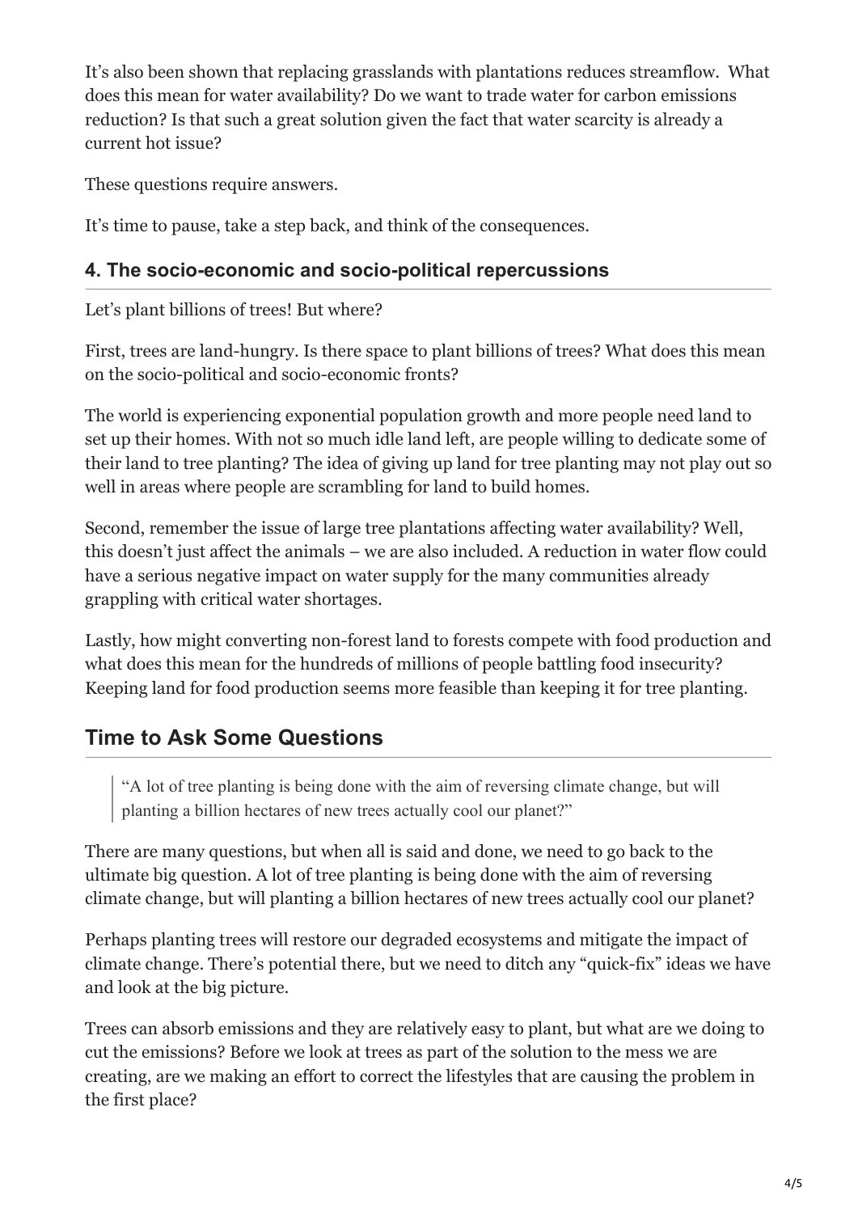It's also been shown that replacing grasslands with plantations reduces streamflow. What does this mean for water availability? Do we want to trade water for carbon emissions reduction? Is that such a great solution given the fact that water scarcity is already a current hot issue?

These questions require answers.

It's time to pause, take a step back, and think of the consequences.

### 4. The socio-economic and socio-political repercussions

Let's plant billions of trees! But where?

First, trees are land-hungry. Is there space to plant billions of trees? What does this mean on the socio-political and socio-economic fronts?

The world is experiencing exponential population growth and more people need land to set up their homes. With not so much idle land left, are people willing to dedicate some of their land to tree planting? The idea of giving up land for tree planting may not play out so well in areas where people are scrambling for land to build homes.

Second, remember the issue of large tree plantations affecting water availability? Well, this doesn't just affect the animals – we are also included. A reduction in water flow could have a serious negative impact on water supply for the many communities already grappling with critical water shortages.

Lastly, how might converting non-forest land to forests compete with food production and what does this mean for the hundreds of millions of people battling food insecurity? Keeping land for food production seems more feasible than keeping it for tree planting.

## Time to Ask Some Questions

> "A lot of tree planting is being done with the aim of reversing climate change, but will planting a billion hectares of new trees actually cool our planet?"

There are many questions, but when all is said and done, we need to go back to the ultimate big question. A lot of tree planting is being done with the aim of reversing climate change, but will planting a billion hectares of new trees actually cool our planet?

Perhaps planting trees will restore our degraded ecosystems and mitigate the impact of climate change. There's potential there, but we need to ditch any "quick-fix" ideas we have and look at the big picture.

Trees can absorb emissions and they are relatively easy to plant, but what are we doing to cut the emissions? Before we look at trees as part of the solution to the mess we are creating, are we making an effort to correct the lifestyles that are causing the problem in the first place?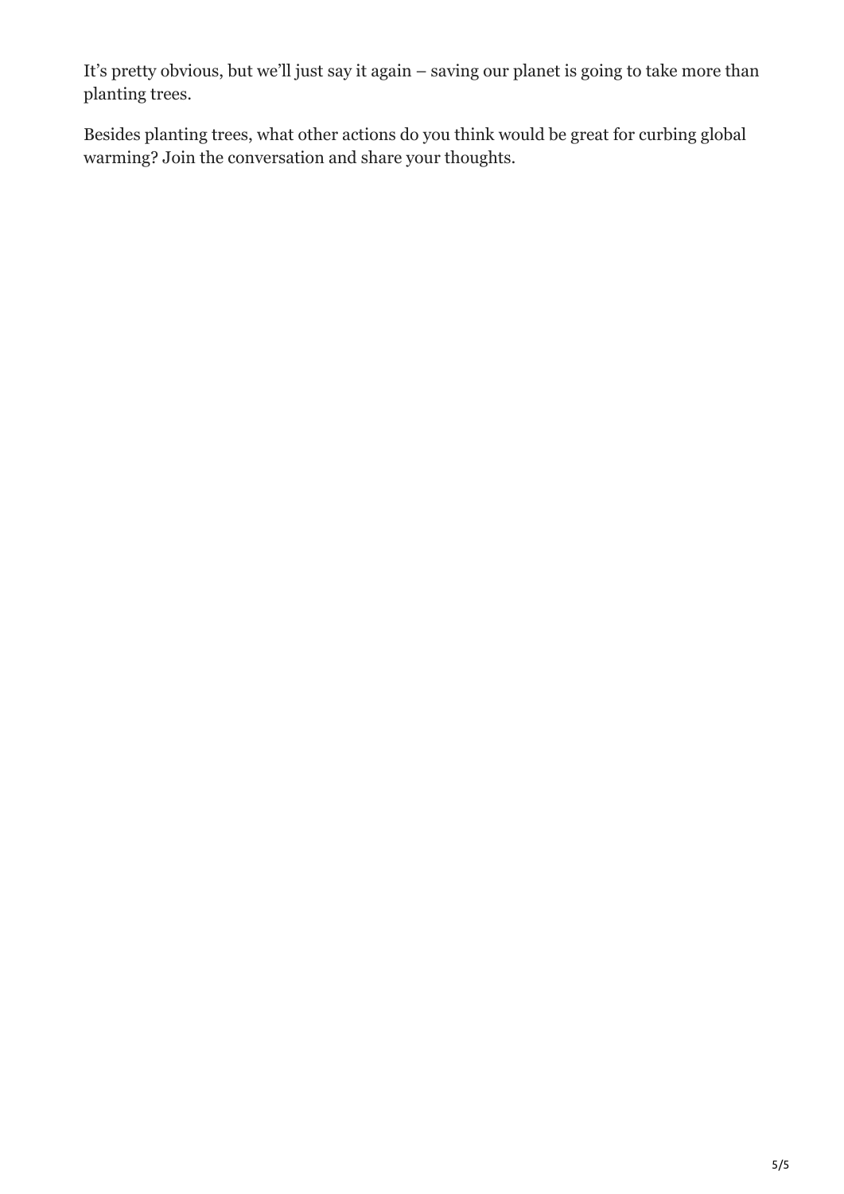It's pretty obvious, but we'll just say it again – saving our planet is going to take more than planting trees.

Besides planting trees, what other actions do you think would be great for curbing global warming? Join the conversation and share your thoughts.